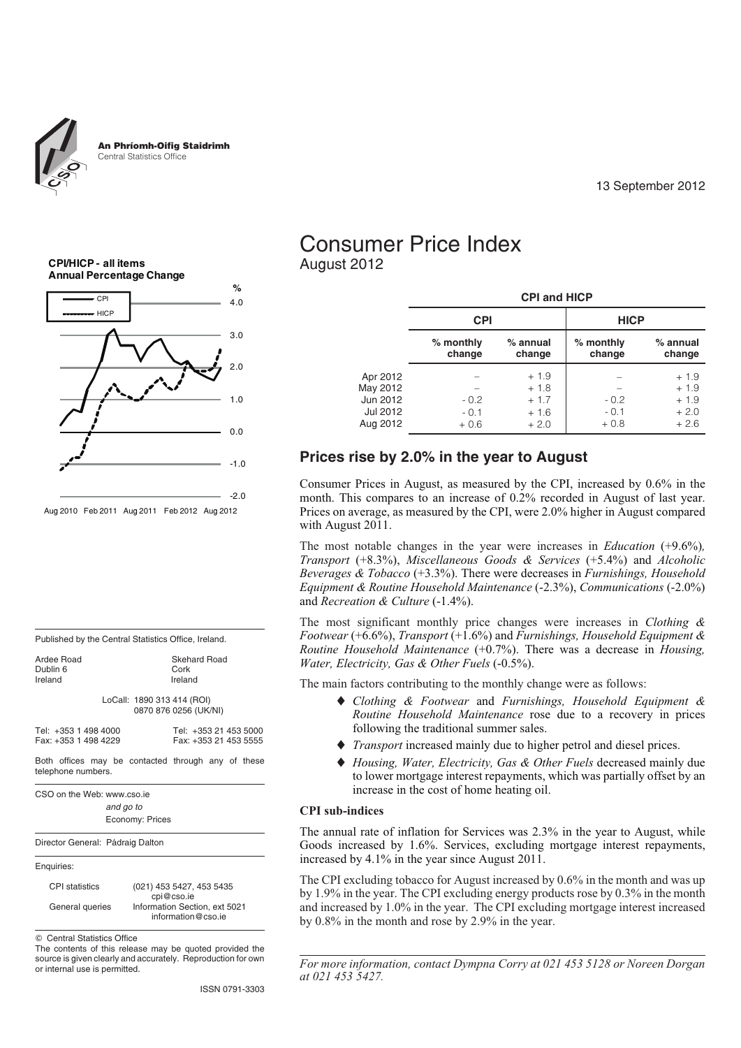An Phríomh-Oifig Staidrimh
Central Statistics Office

13 September 2012

# Consumer Price Index
August 2012

**CPI/HICP - all items**
**Annual Percentage Change**

**CPI and HICP**

| | CPI | | HICP | |
|---|---|---|---|---|
| | % monthly change | % annual change | % monthly change | % annual change |
| Apr 2012 | – | + 1.9 | – | + 1.9 |
| May 2012 | – | + 1.8 | – | + 1.9 |
| Jun 2012 | - 0.2 | + 1.7 | - 0.2 | + 1.9 |
| Jul 2012 | - 0.1 | + 1.6 | - 0.1 | + 2.0 |
| Aug 2012 | + 0.6 | + 2.0 | + 0.8 | + 2.6 |

## Prices rise by 2.0% in the year to August

Consumer Prices in August, as measured by the CPI, increased by 0.6% in the month. This compares to an increase of 0.2% recorded in August of last year. Prices on average, as measured by the CPI, were 2.0% higher in August compared with August 2011.

The most notable changes in the year were increases in *Education* (+9.6%), *Transport* (+8.3%), *Miscellaneous Goods & Services* (+5.4%) and *Alcoholic Beverages & Tobacco* (+3.3%). There were decreases in *Furnishings, Household Equipment & Routine Household Maintenance* (-2.3%), *Communications* (-2.0%) and *Recreation & Culture* (-1.4%).

The most significant monthly price changes were increases in *Clothing & Footwear* (+6.6%), *Transport* (+1.6%) and *Furnishings, Household Equipment & Routine Household Maintenance* (+0.7%). There was a decrease in *Housing, Water, Electricity, Gas & Other Fuels* (-0.5%).

The main factors contributing to the monthly change were as follows:

- *Clothing & Footwear* and *Furnishings, Household Equipment & Routine Household Maintenance* rose due to a recovery in prices following the traditional summer sales.
- *Transport* increased mainly due to higher petrol and diesel prices.
- *Housing, Water, Electricity, Gas & Other Fuels* decreased mainly due to lower mortgage interest repayments, which was partially offset by an increase in the cost of home heating oil.

### CPI sub-indices

The annual rate of inflation for Services was 2.3% in the year to August, while Goods increased by 1.6%. Services, excluding mortgage interest repayments, increased by 4.1% in the year since August 2011.

The CPI excluding tobacco for August increased by 0.6% in the month and was up by 1.9% in the year. The CPI excluding energy products rose by 0.3% in the month and increased by 1.0% in the year. The CPI excluding mortgage interest increased by 0.8% in the month and rose by 2.9% in the year.

*For more information, contact Dympna Corry at 021 453 5128 or Noreen Dorgan at 021 453 5427.*

---

Published by the Central Statistics Office, Ireland.

| | |
|---|---|
| Ardee Road<br>Dublin 6<br>Ireland | Skehard Road<br>Cork<br>Ireland |

LoCall: 1890 313 414 (ROI)
0870 876 0256 (UK/NI)

| | |
|---|---|
| Tel: +353 1 498 4000<br>Fax: +353 1 498 4229 | Tel: +353 21 453 5000<br>Fax: +353 21 453 5555 |

Both offices may be contacted through any of these telephone numbers.

CSO on the Web: www.cso.ie
*and go to*
Economy: Prices

Director General: Pádraig Dalton

Enquiries:

| | |
|---|---|
| CPI statistics | (021) 453 5427, 453 5435<br>cpi@cso.ie |
| General queries | Information Section, ext 5021<br>information@cso.ie |

© Central Statistics Office
The contents of this release may be quoted provided the source is given clearly and accurately. Reproduction for own or internal use is permitted.

ISSN 0791-3303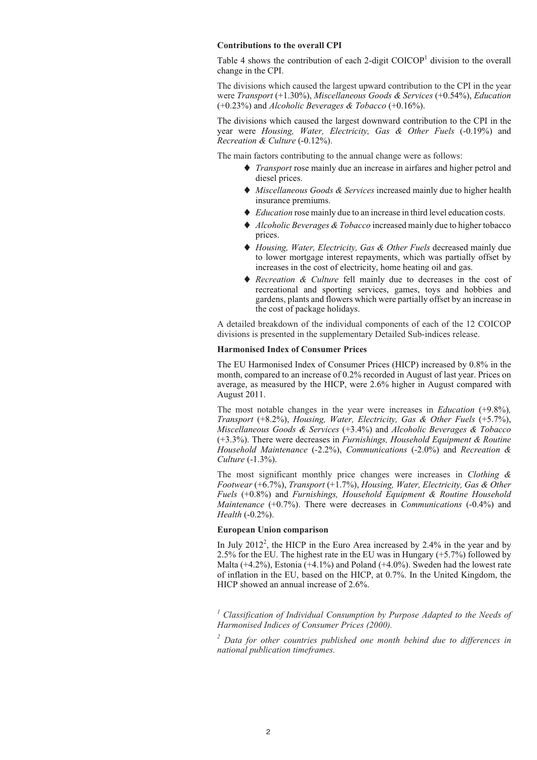**Contributions to the overall CPI**

Table 4 shows the contribution of each 2-digit COICOP[1] division to the overall change in the CPI.

The divisions which caused the largest upward contribution to the CPI in the year were *Transport* (+1.30%), *Miscellaneous Goods & Services* (+0.54%), *Education* (+0.23%) and *Alcoholic Beverages & Tobacco* (+0.16%).

The divisions which caused the largest downward contribution to the CPI in the year were *Housing, Water, Electricity, Gas & Other Fuels* (-0.19%) and *Recreation & Culture* (-0.12%).

The main factors contributing to the annual change were as follows:

- *Transport* rose mainly due an increase in airfares and higher petrol and diesel prices.
- *Miscellaneous Goods & Services* increased mainly due to higher health insurance premiums.
- *Education* rose mainly due to an increase in third level education costs.
- *Alcoholic Beverages & Tobacco* increased mainly due to higher tobacco prices.
- *Housing, Water, Electricity, Gas & Other Fuels* decreased mainly due to lower mortgage interest repayments, which was partially offset by increases in the cost of electricity, home heating oil and gas.
- *Recreation & Culture* fell mainly due to decreases in the cost of recreational and sporting services, games, toys and hobbies and gardens, plants and flowers which were partially offset by an increase in the cost of package holidays.

A detailed breakdown of the individual components of each of the 12 COICOP divisions is presented in the supplementary Detailed Sub-indices release.

**Harmonised Index of Consumer Prices**

The EU Harmonised Index of Consumer Prices (HICP) increased by 0.8% in the month, compared to an increase of 0.2% recorded in August of last year. Prices on average, as measured by the HICP, were 2.6% higher in August compared with August 2011.

The most notable changes in the year were increases in *Education* (+9.8%), *Transport* (+8.2%), *Housing, Water, Electricity, Gas & Other Fuels* (+5.7%), *Miscellaneous Goods & Services* (+3.4%) and *Alcoholic Beverages & Tobacco* (+3.3%). There were decreases in *Furnishings, Household Equipment & Routine Household Maintenance* (-2.2%), *Communications* (-2.0%) and *Recreation & Culture* (-1.3%).

The most significant monthly price changes were increases in *Clothing & Footwear* (+6.7%), *Transport* (+1.7%), *Housing, Water, Electricity, Gas & Other Fuels* (+0.8%) and *Furnishings, Household Equipment & Routine Household Maintenance* (+0.7%). There were decreases in *Communications* (-0.4%) and *Health* (-0.2%).

**European Union comparison**

In July 2012[2], the HICP in the Euro Area increased by 2.4% in the year and by 2.5% for the EU. The highest rate in the EU was in Hungary (+5.7%) followed by Malta (+4.2%), Estonia (+4.1%) and Poland (+4.0%). Sweden had the lowest rate of inflation in the EU, based on the HICP, at 0.7%. In the United Kingdom, the HICP showed an annual increase of 2.6%.

*[1] Classification of Individual Consumption by Purpose Adapted to the Needs of Harmonised Indices of Consumer Prices (2000).*

*[2] Data for other countries published one month behind due to differences in national publication timeframes.*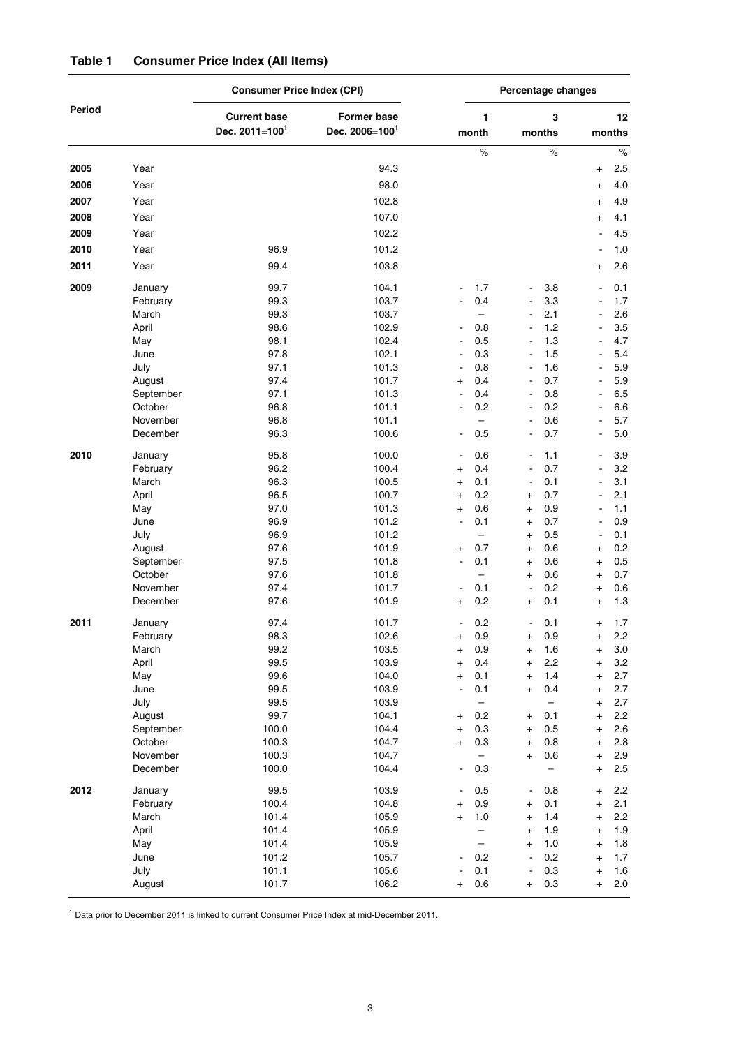## Table 1 Consumer Price Index (All Items)

| Period | | Consumer Price Index (CPI) | | Percentage changes | | |
|---|---|---|---|---|---|---|
| | | Current base Dec. 2011=100[1] | Former base Dec. 2006=100[1] | 1 month | 3 months | 12 months |
| | | | | % | % | % |
| **2005** | Year | | 94.3 | | | + 2.5 |
| **2006** | Year | | 98.0 | | | + 4.0 |
| **2007** | Year | | 102.8 | | | + 4.9 |
| **2008** | Year | | 107.0 | | | + 4.1 |
| **2009** | Year | | 102.2 | | | - 4.5 |
| **2010** | Year | 96.9 | 101.2 | | | - 1.0 |
| **2011** | Year | 99.4 | 103.8 | | | + 2.6 |
| **2009** | January | 99.7 | 104.1 | - 1.7 | - 3.8 | - 0.1 |
| | February | 99.3 | 103.7 | - 0.4 | - 3.3 | - 1.7 |
| | March | 99.3 | 103.7 | – | - 2.1 | - 2.6 |
| | April | 98.6 | 102.9 | - 0.8 | - 1.2 | - 3.5 |
| | May | 98.1 | 102.4 | - 0.5 | - 1.3 | - 4.7 |
| | June | 97.8 | 102.1 | - 0.3 | - 1.5 | - 5.4 |
| | July | 97.1 | 101.3 | - 0.8 | - 1.6 | - 5.9 |
| | August | 97.4 | 101.7 | + 0.4 | - 0.7 | - 5.9 |
| | September | 97.1 | 101.3 | - 0.4 | - 0.8 | - 6.5 |
| | October | 96.8 | 101.1 | - 0.2 | - 0.2 | - 6.6 |
| | November | 96.8 | 101.1 | – | - 0.6 | - 5.7 |
| | December | 96.3 | 100.6 | - 0.5 | - 0.7 | - 5.0 |
| **2010** | January | 95.8 | 100.0 | - 0.6 | - 1.1 | - 3.9 |
| | February | 96.2 | 100.4 | + 0.4 | - 0.7 | - 3.2 |
| | March | 96.3 | 100.5 | + 0.1 | - 0.1 | - 3.1 |
| | April | 96.5 | 100.7 | + 0.2 | + 0.7 | - 2.1 |
| | May | 97.0 | 101.3 | + 0.6 | + 0.9 | - 1.1 |
| | June | 96.9 | 101.2 | - 0.1 | + 0.7 | - 0.9 |
| | July | 96.9 | 101.2 | – | + 0.5 | - 0.1 |
| | August | 97.6 | 101.9 | + 0.7 | + 0.6 | + 0.2 |
| | September | 97.5 | 101.8 | - 0.1 | + 0.6 | + 0.5 |
| | October | 97.6 | 101.8 | – | + 0.6 | + 0.7 |
| | November | 97.4 | 101.7 | - 0.1 | - 0.2 | + 0.6 |
| | December | 97.6 | 101.9 | + 0.2 | + 0.1 | + 1.3 |
| **2011** | January | 97.4 | 101.7 | - 0.2 | - 0.1 | + 1.7 |
| | February | 98.3 | 102.6 | + 0.9 | + 0.9 | + 2.2 |
| | March | 99.2 | 103.5 | + 0.9 | + 1.6 | + 3.0 |
| | April | 99.5 | 103.9 | + 0.4 | + 2.2 | + 3.2 |
| | May | 99.6 | 104.0 | + 0.1 | + 1.4 | + 2.7 |
| | June | 99.5 | 103.9 | - 0.1 | + 0.4 | + 2.7 |
| | July | 99.5 | 103.9 | – | – | + 2.7 |
| | August | 99.7 | 104.1 | + 0.2 | + 0.1 | + 2.2 |
| | September | 100.0 | 104.4 | + 0.3 | + 0.5 | + 2.6 |
| | October | 100.3 | 104.7 | + 0.3 | + 0.8 | + 2.8 |
| | November | 100.3 | 104.7 | – | + 0.6 | + 2.9 |
| | December | 100.0 | 104.4 | - 0.3 | – | + 2.5 |
| **2012** | January | 99.5 | 103.9 | - 0.5 | - 0.8 | + 2.2 |
| | February | 100.4 | 104.8 | + 0.9 | + 0.1 | + 2.1 |
| | March | 101.4 | 105.9 | + 1.0 | + 1.4 | + 2.2 |
| | April | 101.4 | 105.9 | – | + 1.9 | + 1.9 |
| | May | 101.4 | 105.9 | – | + 1.0 | + 1.8 |
| | June | 101.2 | 105.7 | - 0.2 | - 0.2 | + 1.7 |
| | July | 101.1 | 105.6 | - 0.1 | - 0.3 | + 1.6 |
| | August | 101.7 | 106.2 | + 0.6 | + 0.3 | + 2.0 |

[1] Data prior to December 2011 is linked to current Consumer Price Index at mid-December 2011.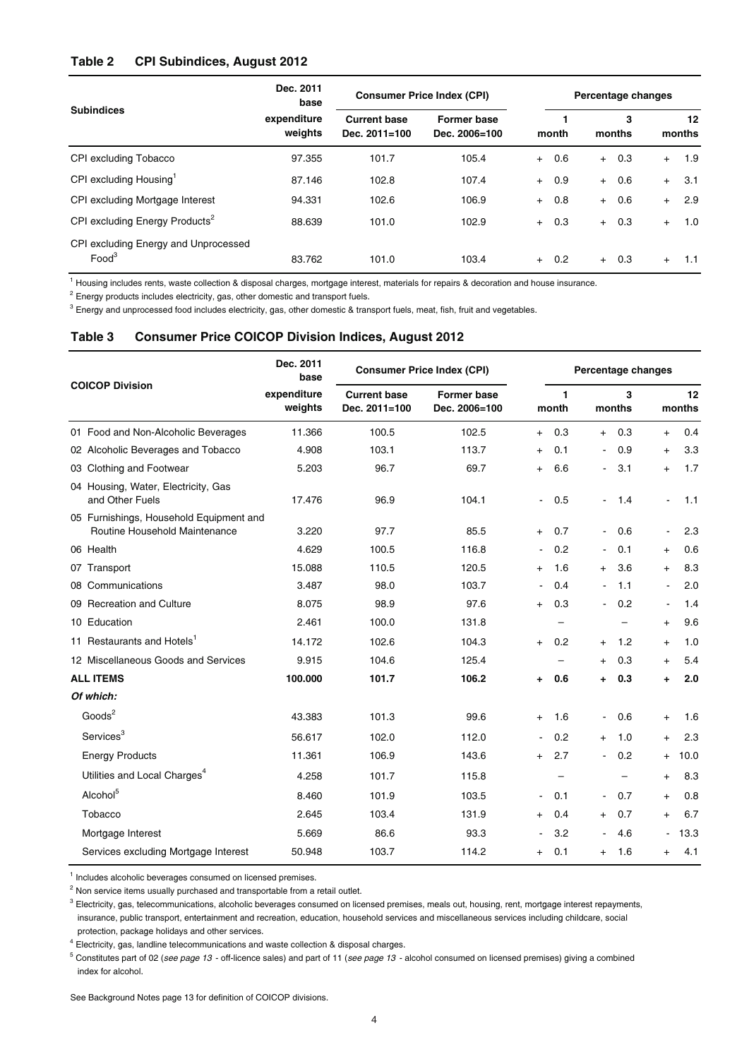## Table 2 CPI Subindices, August 2012

| Subindices | Dec. 2011 base expenditure weights | Consumer Price Index (CPI) | | Percentage changes | | |
|---|---|---|---|---|---|---|
| | | Current base Dec. 2011=100 | Former base Dec. 2006=100 | 1 month | 3 months | 12 months |
| CPI excluding Tobacco | 97.355 | 101.7 | 105.4 | + 0.6 | + 0.3 | + 1.9 |
| CPI excluding Housing[1] | 87.146 | 102.8 | 107.4 | + 0.9 | + 0.6 | + 3.1 |
| CPI excluding Mortgage Interest | 94.331 | 102.6 | 106.9 | + 0.8 | + 0.6 | + 2.9 |
| CPI excluding Energy Products[2] | 88.639 | 101.0 | 102.9 | + 0.3 | + 0.3 | + 1.0 |
| CPI excluding Energy and Unprocessed Food[3] | 83.762 | 101.0 | 103.4 | + 0.2 | + 0.3 | + 1.1 |

[1] Housing includes rents, waste collection & disposal charges, mortgage interest, materials for repairs & decoration and house insurance.

[2] Energy products includes electricity, gas, other domestic and transport fuels.

[3] Energy and unprocessed food includes electricity, gas, other domestic & transport fuels, meat, fish, fruit and vegetables.

## Table 3 Consumer Price COICOP Division Indices, August 2012

| COICOP Division | Dec. 2011 base expenditure weights | Consumer Price Index (CPI) | | Percentage changes | | |
|---|---|---|---|---|---|---|
| | | Current base Dec. 2011=100 | Former base Dec. 2006=100 | 1 month | 3 months | 12 months |
| 01 Food and Non-Alcoholic Beverages | 11.366 | 100.5 | 102.5 | + 0.3 | + 0.3 | + 0.4 |
| 02 Alcoholic Beverages and Tobacco | 4.908 | 103.1 | 113.7 | + 0.1 | - 0.9 | + 3.3 |
| 03 Clothing and Footwear | 5.203 | 96.7 | 69.7 | + 6.6 | - 3.1 | + 1.7 |
| 04 Housing, Water, Electricity, Gas and Other Fuels | 17.476 | 96.9 | 104.1 | - 0.5 | - 1.4 | - 1.1 |
| 05 Furnishings, Household Equipment and Routine Household Maintenance | 3.220 | 97.7 | 85.5 | + 0.7 | - 0.6 | - 2.3 |
| 06 Health | 4.629 | 100.5 | 116.8 | - 0.2 | - 0.1 | + 0.6 |
| 07 Transport | 15.088 | 110.5 | 120.5 | + 1.6 | + 3.6 | + 8.3 |
| 08 Communications | 3.487 | 98.0 | 103.7 | - 0.4 | - 1.1 | - 2.0 |
| 09 Recreation and Culture | 8.075 | 98.9 | 97.6 | + 0.3 | - 0.2 | - 1.4 |
| 10 Education | 2.461 | 100.0 | 131.8 | – | – | + 9.6 |
| 11 Restaurants and Hotels[1] | 14.172 | 102.6 | 104.3 | + 0.2 | + 1.2 | + 1.0 |
| 12 Miscellaneous Goods and Services | 9.915 | 104.6 | 125.4 | – | + 0.3 | + 5.4 |
| **ALL ITEMS** | **100.000** | **101.7** | **106.2** | **+ 0.6** | **+ 0.3** | **+ 2.0** |
| ***Of which:*** | | | | | | |
| Goods[2] | 43.383 | 101.3 | 99.6 | + 1.6 | - 0.6 | + 1.6 |
| Services[3] | 56.617 | 102.0 | 112.0 | - 0.2 | + 1.0 | + 2.3 |
| Energy Products | 11.361 | 106.9 | 143.6 | + 2.7 | - 0.2 | + 10.0 |
| Utilities and Local Charges[4] | 4.258 | 101.7 | 115.8 | – | – | + 8.3 |
| Alcohol[5] | 8.460 | 101.9 | 103.5 | - 0.1 | - 0.7 | + 0.8 |
| Tobacco | 2.645 | 103.4 | 131.9 | + 0.4 | + 0.7 | + 6.7 |
| Mortgage Interest | 5.669 | 86.6 | 93.3 | - 3.2 | - 4.6 | - 13.3 |
| Services excluding Mortgage Interest | 50.948 | 103.7 | 114.2 | + 0.1 | + 1.6 | + 4.1 |

[1] Includes alcoholic beverages consumed on licensed premises.

[2] Non service items usually purchased and transportable from a retail outlet.

[3] Electricity, gas, telecommunications, alcoholic beverages consumed on licensed premises, meals out, housing, rent, mortgage interest repayments, insurance, public transport, entertainment and recreation, education, household services and miscellaneous services including childcare, social protection, package holidays and other services.

[4] Electricity, gas, landline telecommunications and waste collection & disposal charges.

[5] Constitutes part of 02 (*see page 13* - off-licence sales) and part of 11 (*see page 13* - alcohol consumed on licensed premises) giving a combined index for alcohol.

See Background Notes page 13 for definition of COICOP divisions.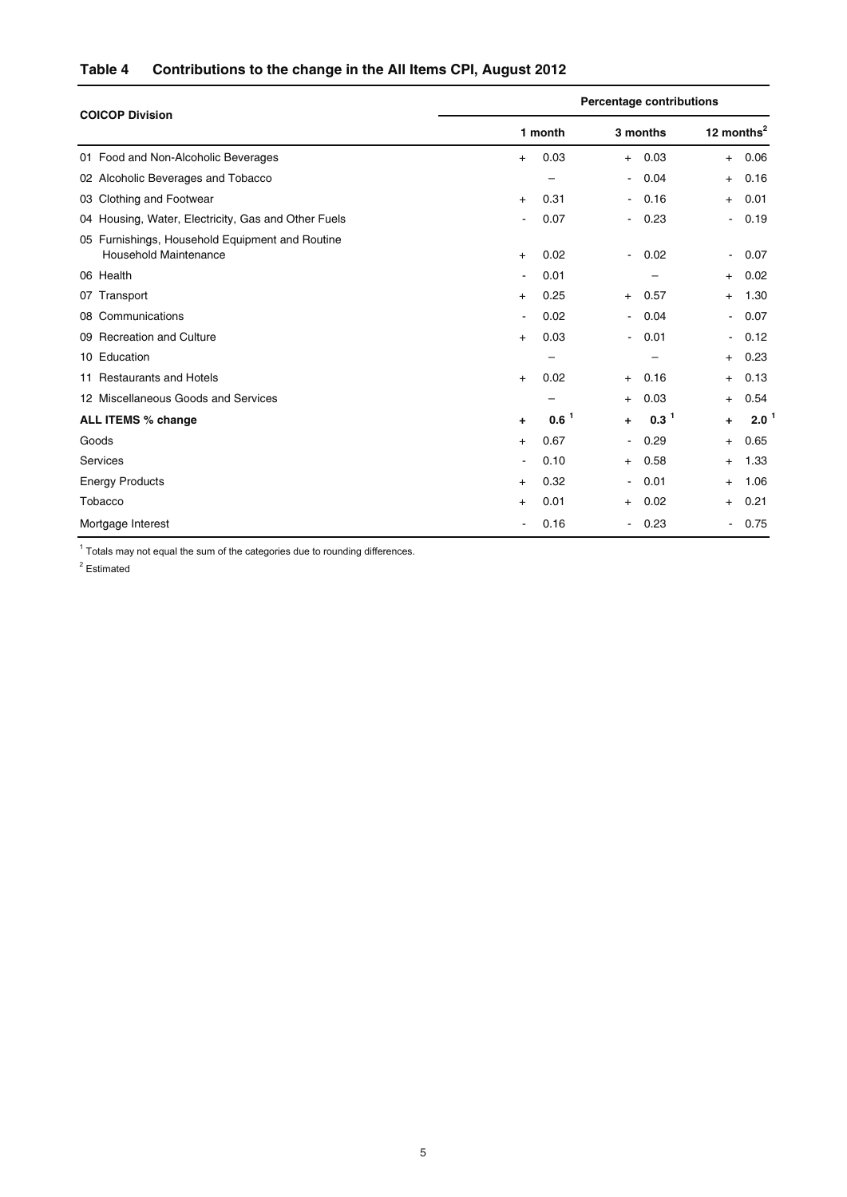## Table 4 Contributions to the change in the All Items CPI, August 2012

| COICOP Division | Percentage contributions | | |
|---|---|---|---|
| | 1 month | 3 months | 12 months[2] |
| 01 Food and Non-Alcoholic Beverages | + 0.03 | + 0.03 | + 0.06 |
| 02 Alcoholic Beverages and Tobacco | – | - 0.04 | + 0.16 |
| 03 Clothing and Footwear | + 0.31 | - 0.16 | + 0.01 |
| 04 Housing, Water, Electricity, Gas and Other Fuels | - 0.07 | - 0.23 | - 0.19 |
| 05 Furnishings, Household Equipment and Routine Household Maintenance | + 0.02 | - 0.02 | - 0.07 |
| 06 Health | - 0.01 | – | + 0.02 |
| 07 Transport | + 0.25 | + 0.57 | + 1.30 |
| 08 Communications | - 0.02 | - 0.04 | - 0.07 |
| 09 Recreation and Culture | + 0.03 | - 0.01 | - 0.12 |
| 10 Education | – | – | + 0.23 |
| 11 Restaurants and Hotels | + 0.02 | + 0.16 | + 0.13 |
| 12 Miscellaneous Goods and Services | – | + 0.03 | + 0.54 |
| **ALL ITEMS % change** | **+ 0.6** [1] | **+ 0.3** [1] | **+ 2.0** [1] |
| Goods | + 0.67 | - 0.29 | + 0.65 |
| Services | - 0.10 | + 0.58 | + 1.33 |
| Energy Products | + 0.32 | - 0.01 | + 1.06 |
| Tobacco | + 0.01 | + 0.02 | + 0.21 |
| Mortgage Interest | - 0.16 | - 0.23 | - 0.75 |

[1] Totals may not equal the sum of the categories due to rounding differences.

[2] Estimated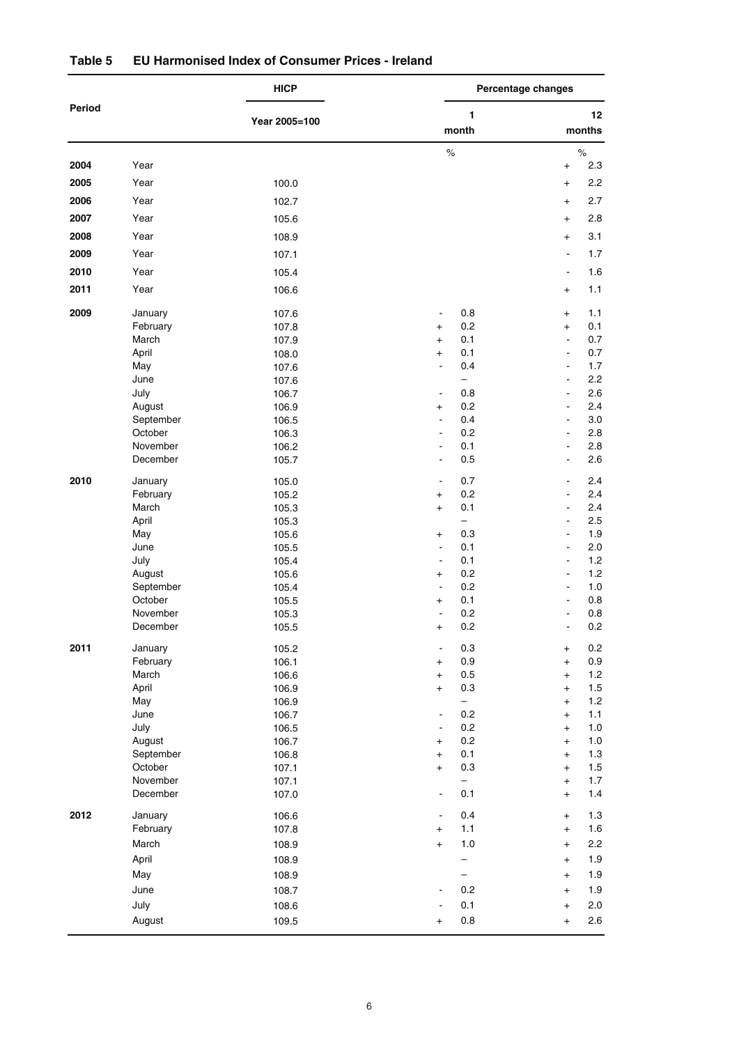**Table 5 EU Harmonised Index of Consumer Prices - Ireland**

| Period | | HICP | Percentage changes | |
|---|---|---|---|---|
| | | Year 2005=100 | 1 month | 12 months |
| | | | % | % |
| 2004 | Year | | | + 2.3 |
| 2005 | Year | 100.0 | | + 2.2 |
| 2006 | Year | 102.7 | | + 2.7 |
| 2007 | Year | 105.6 | | + 2.8 |
| 2008 | Year | 108.9 | | + 3.1 |
| 2009 | Year | 107.1 | | - 1.7 |
| 2010 | Year | 105.4 | | - 1.6 |
| 2011 | Year | 106.6 | | + 1.1 |
| 2009 | January | 107.6 | - 0.8 | + 1.1 |
| | February | 107.8 | + 0.2 | + 0.1 |
| | March | 107.9 | + 0.1 | - 0.7 |
| | April | 108.0 | + 0.1 | - 0.7 |
| | May | 107.6 | - 0.4 | - 1.7 |
| | June | 107.6 | – | - 2.2 |
| | July | 106.7 | - 0.8 | - 2.6 |
| | August | 106.9 | + 0.2 | - 2.4 |
| | September | 106.5 | - 0.4 | - 3.0 |
| | October | 106.3 | - 0.2 | - 2.8 |
| | November | 106.2 | - 0.1 | - 2.8 |
| | December | 105.7 | - 0.5 | - 2.6 |
| 2010 | January | 105.0 | - 0.7 | - 2.4 |
| | February | 105.2 | + 0.2 | - 2.4 |
| | March | 105.3 | + 0.1 | - 2.4 |
| | April | 105.3 | – | - 2.5 |
| | May | 105.6 | + 0.3 | - 1.9 |
| | June | 105.5 | - 0.1 | - 2.0 |
| | July | 105.4 | - 0.1 | - 1.2 |
| | August | 105.6 | + 0.2 | - 1.2 |
| | September | 105.4 | - 0.2 | - 1.0 |
| | October | 105.5 | + 0.1 | - 0.8 |
| | November | 105.3 | - 0.2 | - 0.8 |
| | December | 105.5 | + 0.2 | - 0.2 |
| 2011 | January | 105.2 | - 0.3 | + 0.2 |
| | February | 106.1 | + 0.9 | + 0.9 |
| | March | 106.6 | + 0.5 | + 1.2 |
| | April | 106.9 | + 0.3 | + 1.5 |
| | May | 106.9 | – | + 1.2 |
| | June | 106.7 | - 0.2 | + 1.1 |
| | July | 106.5 | - 0.2 | + 1.0 |
| | August | 106.7 | + 0.2 | + 1.0 |
| | September | 106.8 | + 0.1 | + 1.3 |
| | October | 107.1 | + 0.3 | + 1.5 |
| | November | 107.1 | – | + 1.7 |
| | December | 107.0 | - 0.1 | + 1.4 |
| 2012 | January | 106.6 | - 0.4 | + 1.3 |
| | February | 107.8 | + 1.1 | + 1.6 |
| | March | 108.9 | + 1.0 | + 2.2 |
| | April | 108.9 | – | + 1.9 |
| | May | 108.9 | – | + 1.9 |
| | June | 108.7 | - 0.2 | + 1.9 |
| | July | 108.6 | - 0.1 | + 2.0 |
| | August | 109.5 | + 0.8 | + 2.6 |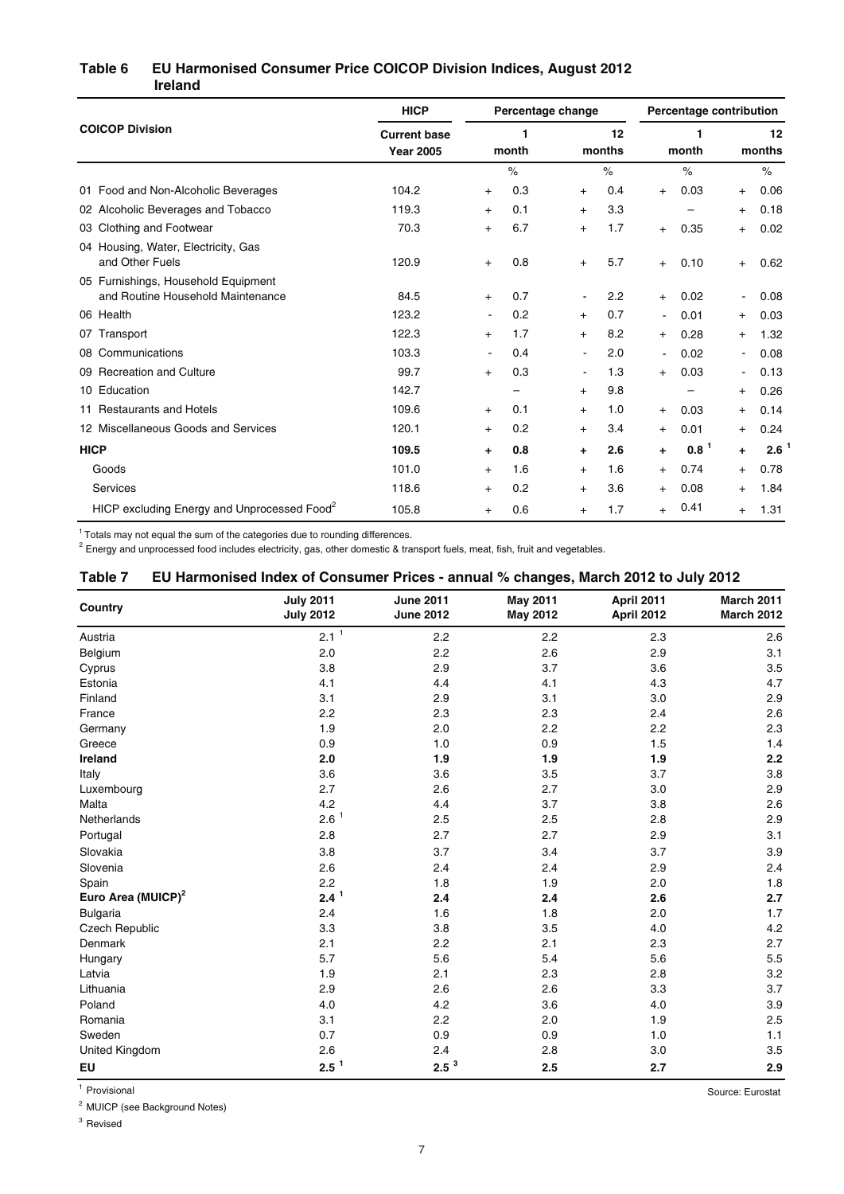## Table 6 EU Harmonised Consumer Price COICOP Division Indices, August 2012 Ireland

| COICOP Division | HICP | Percentage change | | Percentage contribution | |
|---|---|---|---|---|---|
| | Current base Year 2005 | 1 month | 12 months | 1 month | 12 months |
| | | % | % | % | % |
| 01 Food and Non-Alcoholic Beverages | 104.2 | + 0.3 | + 0.4 | + 0.03 | + 0.06 |
| 02 Alcoholic Beverages and Tobacco | 119.3 | + 0.1 | + 3.3 | – | + 0.18 |
| 03 Clothing and Footwear | 70.3 | + 6.7 | + 1.7 | + 0.35 | + 0.02 |
| 04 Housing, Water, Electricity, Gas and Other Fuels | 120.9 | + 0.8 | + 5.7 | + 0.10 | + 0.62 |
| 05 Furnishings, Household Equipment and Routine Household Maintenance | 84.5 | + 0.7 | - 2.2 | + 0.02 | - 0.08 |
| 06 Health | 123.2 | - 0.2 | + 0.7 | - 0.01 | + 0.03 |
| 07 Transport | 122.3 | + 1.7 | + 8.2 | + 0.28 | + 1.32 |
| 08 Communications | 103.3 | - 0.4 | - 2.0 | - 0.02 | - 0.08 |
| 09 Recreation and Culture | 99.7 | + 0.3 | - 1.3 | + 0.03 | - 0.13 |
| 10 Education | 142.7 | – | + 9.8 | – | + 0.26 |
| 11 Restaurants and Hotels | 109.6 | + 0.1 | + 1.0 | + 0.03 | + 0.14 |
| 12 Miscellaneous Goods and Services | 120.1 | + 0.2 | + 3.4 | + 0.01 | + 0.24 |
| **HICP** | **109.5** | **+ 0.8** | **+ 2.6** | **+ 0.8** [1] | **+ 2.6** [1] |
| Goods | 101.0 | + 1.6 | + 1.6 | + 0.74 | + 0.78 |
| Services | 118.6 | + 0.2 | + 3.6 | + 0.08 | + 1.84 |
| HICP excluding Energy and Unprocessed Food[2] | 105.8 | + 0.6 | + 1.7 | + 0.41 | + 1.31 |

[1] Totals may not equal the sum of the categories due to rounding differences.

[2] Energy and unprocessed food includes electricity, gas, other domestic & transport fuels, meat, fish, fruit and vegetables.

## Table 7 EU Harmonised Index of Consumer Prices - annual % changes, March 2012 to July 2012

| Country | July 2011 July 2012 | June 2011 June 2012 | May 2011 May 2012 | April 2011 April 2012 | March 2011 March 2012 |
|---|---|---|---|---|---|
| Austria | 2.1 [1] | 2.2 | 2.2 | 2.3 | 2.6 |
| Belgium | 2.0 | 2.2 | 2.6 | 2.9 | 3.1 |
| Cyprus | 3.8 | 2.9 | 3.7 | 3.6 | 3.5 |
| Estonia | 4.1 | 4.4 | 4.1 | 4.3 | 4.7 |
| Finland | 3.1 | 2.9 | 3.1 | 3.0 | 2.9 |
| France | 2.2 | 2.3 | 2.3 | 2.4 | 2.6 |
| Germany | 1.9 | 2.0 | 2.2 | 2.2 | 2.3 |
| Greece | 0.9 | 1.0 | 0.9 | 1.5 | 1.4 |
| **Ireland** | **2.0** | **1.9** | **1.9** | **1.9** | **2.2** |
| Italy | 3.6 | 3.6 | 3.5 | 3.7 | 3.8 |
| Luxembourg | 2.7 | 2.6 | 2.7 | 3.0 | 2.9 |
| Malta | 4.2 | 4.4 | 3.7 | 3.8 | 2.6 |
| Netherlands | 2.6 [1] | 2.5 | 2.5 | 2.8 | 2.9 |
| Portugal | 2.8 | 2.7 | 2.7 | 2.9 | 3.1 |
| Slovakia | 3.8 | 3.7 | 3.4 | 3.7 | 3.9 |
| Slovenia | 2.6 | 2.4 | 2.4 | 2.9 | 2.4 |
| Spain | 2.2 | 1.8 | 1.9 | 2.0 | 1.8 |
| **Euro Area (MUICP)[2]** | **2.4** [1] | **2.4** | **2.4** | **2.6** | **2.7** |
| Bulgaria | 2.4 | 1.6 | 1.8 | 2.0 | 1.7 |
| Czech Republic | 3.3 | 3.8 | 3.5 | 4.0 | 4.2 |
| Denmark | 2.1 | 2.2 | 2.1 | 2.3 | 2.7 |
| Hungary | 5.7 | 5.6 | 5.4 | 5.6 | 5.5 |
| Latvia | 1.9 | 2.1 | 2.3 | 2.8 | 3.2 |
| Lithuania | 2.9 | 2.6 | 2.6 | 3.3 | 3.7 |
| Poland | 4.0 | 4.2 | 3.6 | 4.0 | 3.9 |
| Romania | 3.1 | 2.2 | 2.0 | 1.9 | 2.5 |
| Sweden | 0.7 | 0.9 | 0.9 | 1.0 | 1.1 |
| United Kingdom | 2.6 | 2.4 | 2.8 | 3.0 | 3.5 |
| **EU** | **2.5** [1] | **2.5** [3] | **2.5** | **2.7** | **2.9** |

[1] Provisional

[2] MUICP (see Background Notes)

[3] Revised

Source: Eurostat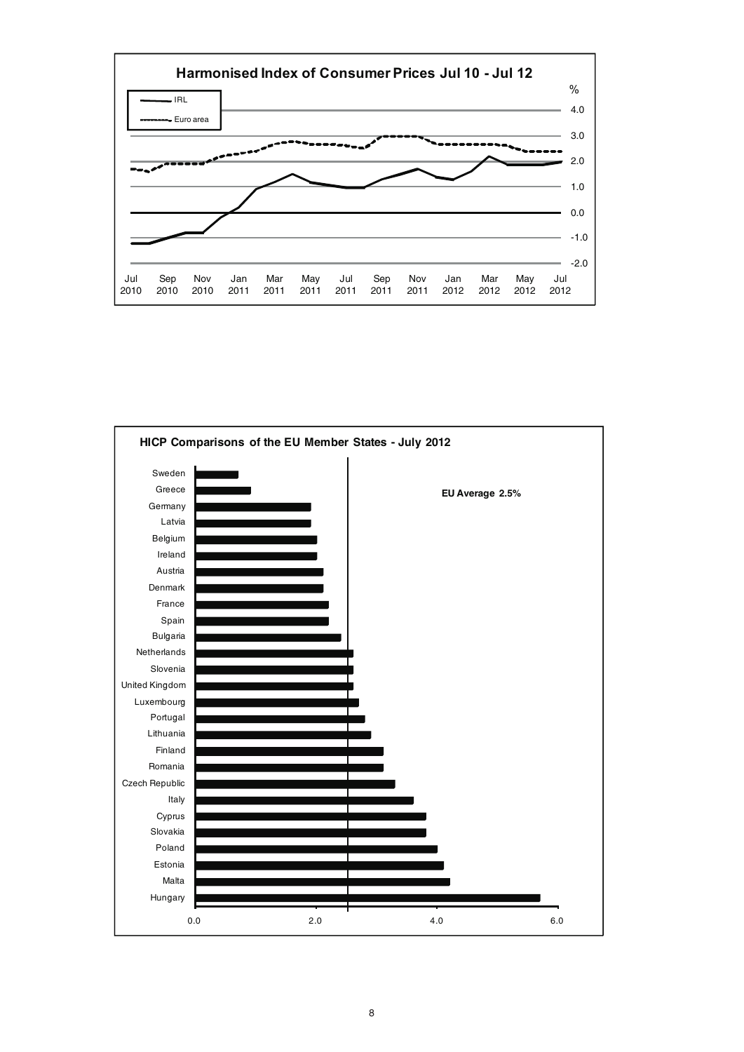**Harmonised Index of Consumer Prices Jul 10 - Jul 12**

%

IRL

Euro area

4.0
3.0
2.0
1.0
0.0
-1.0
-2.0

Jul 2010, Sep 2010, Nov 2010, Jan 2011, Mar 2011, May 2011, Jul 2011, Sep 2011, Nov 2011, Jan 2012, Mar 2012, May 2012, Jul 2012

**HICP Comparisons of the EU Member States - July 2012**

**EU Average 2.5%**

Sweden
Greece
Germany
Latvia
Belgium
Ireland
Austria
Denmark
France
Spain
Bulgaria
Netherlands
Slovenia
United Kingdom
Luxembourg
Portugal
Lithuania
Finland
Romania
Czech Republic
Italy
Cyprus
Slovakia
Poland
Estonia
Malta
Hungary

0.0 2.0 4.0 6.0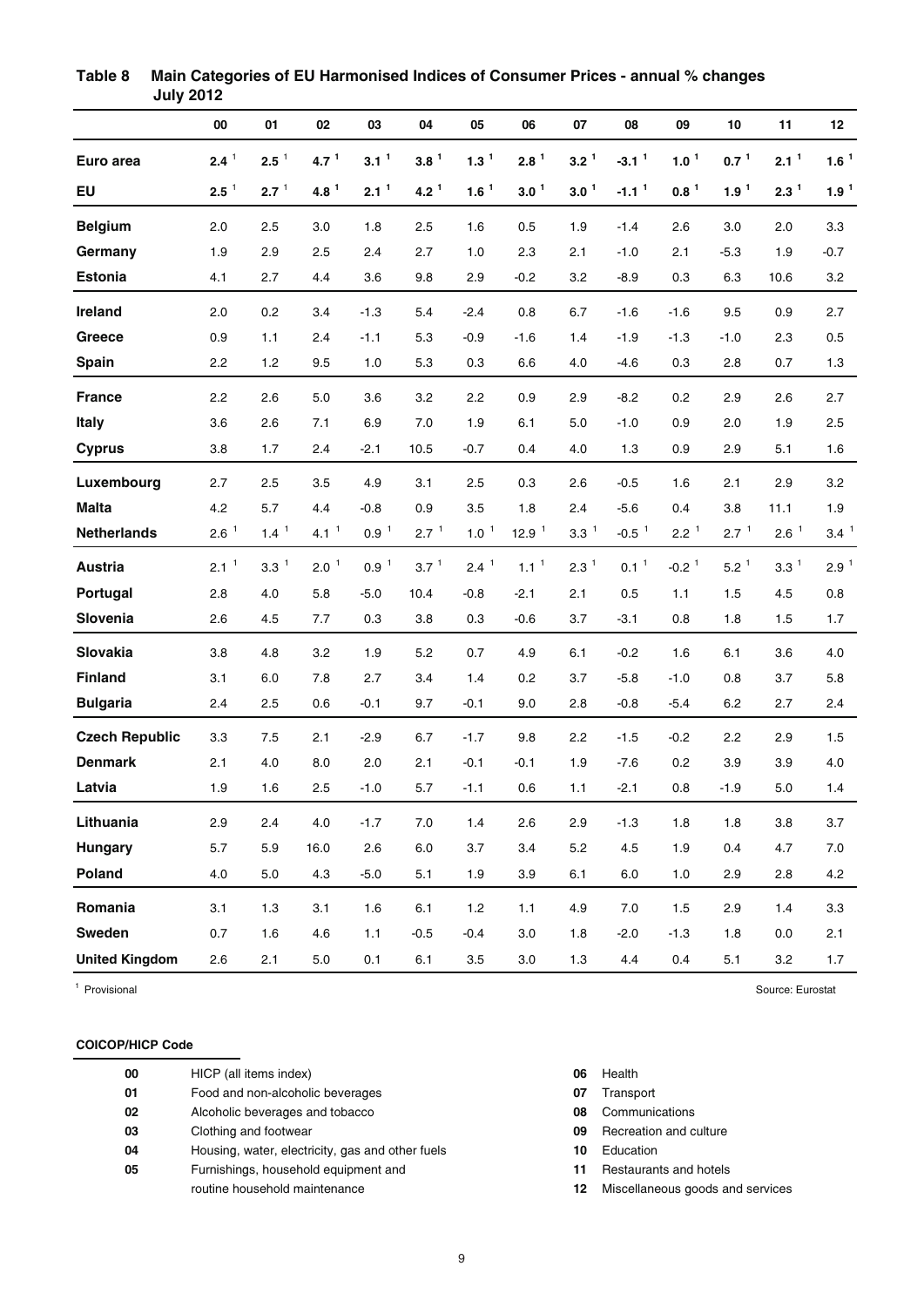## Table 8 Main Categories of EU Harmonised Indices of Consumer Prices - annual % changes July 2012

| | 00 | 01 | 02 | 03 | 04 | 05 | 06 | 07 | 08 | 09 | 10 | 11 | 12 |
|---|---|---|---|---|---|---|---|---|---|---|---|---|---|
| **Euro area** | **2.4** [1] | **2.5** [1] | **4.7** [1] | **3.1** [1] | **3.8** [1] | **1.3** [1] | **2.8** [1] | **3.2** [1] | **-3.1** [1] | **1.0** [1] | **0.7** [1] | **2.1** [1] | **1.6** [1] |
| **EU** | **2.5** [1] | **2.7** [1] | **4.8** [1] | **2.1** [1] | **4.2** [1] | **1.6** [1] | **3.0** [1] | **3.0** [1] | **-1.1** [1] | **0.8** [1] | **1.9** [1] | **2.3** [1] | **1.9** [1] |
| **Belgium** | 2.0 | 2.5 | 3.0 | 1.8 | 2.5 | 1.6 | 0.5 | 1.9 | -1.4 | 2.6 | 3.0 | 2.0 | 3.3 |
| **Germany** | 1.9 | 2.9 | 2.5 | 2.4 | 2.7 | 1.0 | 2.3 | 2.1 | -1.0 | 2.1 | -5.3 | 1.9 | -0.7 |
| **Estonia** | 4.1 | 2.7 | 4.4 | 3.6 | 9.8 | 2.9 | -0.2 | 3.2 | -8.9 | 0.3 | 6.3 | 10.6 | 3.2 |
| **Ireland** | 2.0 | 0.2 | 3.4 | -1.3 | 5.4 | -2.4 | 0.8 | 6.7 | -1.6 | -1.6 | 9.5 | 0.9 | 2.7 |
| **Greece** | 0.9 | 1.1 | 2.4 | -1.1 | 5.3 | -0.9 | -1.6 | 1.4 | -1.9 | -1.3 | -1.0 | 2.3 | 0.5 |
| **Spain** | 2.2 | 1.2 | 9.5 | 1.0 | 5.3 | 0.3 | 6.6 | 4.0 | -4.6 | 0.3 | 2.8 | 0.7 | 1.3 |
| **France** | 2.2 | 2.6 | 5.0 | 3.6 | 3.2 | 2.2 | 0.9 | 2.9 | -8.2 | 0.2 | 2.9 | 2.6 | 2.7 |
| **Italy** | 3.6 | 2.6 | 7.1 | 6.9 | 7.0 | 1.9 | 6.1 | 5.0 | -1.0 | 0.9 | 2.0 | 1.9 | 2.5 |
| **Cyprus** | 3.8 | 1.7 | 2.4 | -2.1 | 10.5 | -0.7 | 0.4 | 4.0 | 1.3 | 0.9 | 2.9 | 5.1 | 1.6 |
| **Luxembourg** | 2.7 | 2.5 | 3.5 | 4.9 | 3.1 | 2.5 | 0.3 | 2.6 | -0.5 | 1.6 | 2.1 | 2.9 | 3.2 |
| **Malta** | 4.2 | 5.7 | 4.4 | -0.8 | 0.9 | 3.5 | 1.8 | 2.4 | -5.6 | 0.4 | 3.8 | 11.1 | 1.9 |
| **Netherlands** | 2.6 [1] | 1.4 [1] | 4.1 [1] | 0.9 [1] | 2.7 [1] | 1.0 [1] | 12.9 [1] | 3.3 [1] | -0.5 [1] | 2.2 [1] | 2.7 [1] | 2.6 [1] | 3.4 [1] |
| **Austria** | 2.1 [1] | 3.3 [1] | 2.0 [1] | 0.9 [1] | 3.7 [1] | 2.4 [1] | 1.1 [1] | 2.3 [1] | 0.1 [1] | -0.2 [1] | 5.2 [1] | 3.3 [1] | 2.9 [1] |
| **Portugal** | 2.8 | 4.0 | 5.8 | -5.0 | 10.4 | -0.8 | -2.1 | 2.1 | 0.5 | 1.1 | 1.5 | 4.5 | 0.8 |
| **Slovenia** | 2.6 | 4.5 | 7.7 | 0.3 | 3.8 | 0.3 | -0.6 | 3.7 | -3.1 | 0.8 | 1.8 | 1.5 | 1.7 |
| **Slovakia** | 3.8 | 4.8 | 3.2 | 1.9 | 5.2 | 0.7 | 4.9 | 6.1 | -0.2 | 1.6 | 6.1 | 3.6 | 4.0 |
| **Finland** | 3.1 | 6.0 | 7.8 | 2.7 | 3.4 | 1.4 | 0.2 | 3.7 | -5.8 | -1.0 | 0.8 | 3.7 | 5.8 |
| **Bulgaria** | 2.4 | 2.5 | 0.6 | -0.1 | 9.7 | -0.1 | 9.0 | 2.8 | -0.8 | -5.4 | 6.2 | 2.7 | 2.4 |
| **Czech Republic** | 3.3 | 7.5 | 2.1 | -2.9 | 6.7 | -1.7 | 9.8 | 2.2 | -1.5 | -0.2 | 2.2 | 2.9 | 1.5 |
| **Denmark** | 2.1 | 4.0 | 8.0 | 2.0 | 2.1 | -0.1 | -0.1 | 1.9 | -7.6 | 0.2 | 3.9 | 3.9 | 4.0 |
| **Latvia** | 1.9 | 1.6 | 2.5 | -1.0 | 5.7 | -1.1 | 0.6 | 1.1 | -2.1 | 0.8 | -1.9 | 5.0 | 1.4 |
| **Lithuania** | 2.9 | 2.4 | 4.0 | -1.7 | 7.0 | 1.4 | 2.6 | 2.9 | -1.3 | 1.8 | 1.8 | 3.8 | 3.7 |
| **Hungary** | 5.7 | 5.9 | 16.0 | 2.6 | 6.0 | 3.7 | 3.4 | 5.2 | 4.5 | 1.9 | 0.4 | 4.7 | 7.0 |
| **Poland** | 4.0 | 5.0 | 4.3 | -5.0 | 5.1 | 1.9 | 3.9 | 6.1 | 6.0 | 1.0 | 2.9 | 2.8 | 4.2 |
| **Romania** | 3.1 | 1.3 | 3.1 | 1.6 | 6.1 | 1.2 | 1.1 | 4.9 | 7.0 | 1.5 | 2.9 | 1.4 | 3.3 |
| **Sweden** | 0.7 | 1.6 | 4.6 | 1.1 | -0.5 | -0.4 | 3.0 | 1.8 | -2.0 | -1.3 | 1.8 | 0.0 | 2.1 |
| **United Kingdom** | 2.6 | 2.1 | 5.0 | 0.1 | 6.1 | 3.5 | 3.0 | 1.3 | 4.4 | 0.4 | 5.1 | 3.2 | 1.7 |

[1] Provisional

Source: Eurostat

**COICOP/HICP Code**

| Code | Description |
|---|---|
| **00** | HICP (all items index) |
| **01** | Food and non-alcoholic beverages |
| **02** | Alcoholic beverages and tobacco |
| **03** | Clothing and footwear |
| **04** | Housing, water, electricity, gas and other fuels |
| **05** | Furnishings, household equipment and routine household maintenance |
| **06** | Health |
| **07** | Transport |
| **08** | Communications |
| **09** | Recreation and culture |
| **10** | Education |
| **11** | Restaurants and hotels |
| **12** | Miscellaneous goods and services |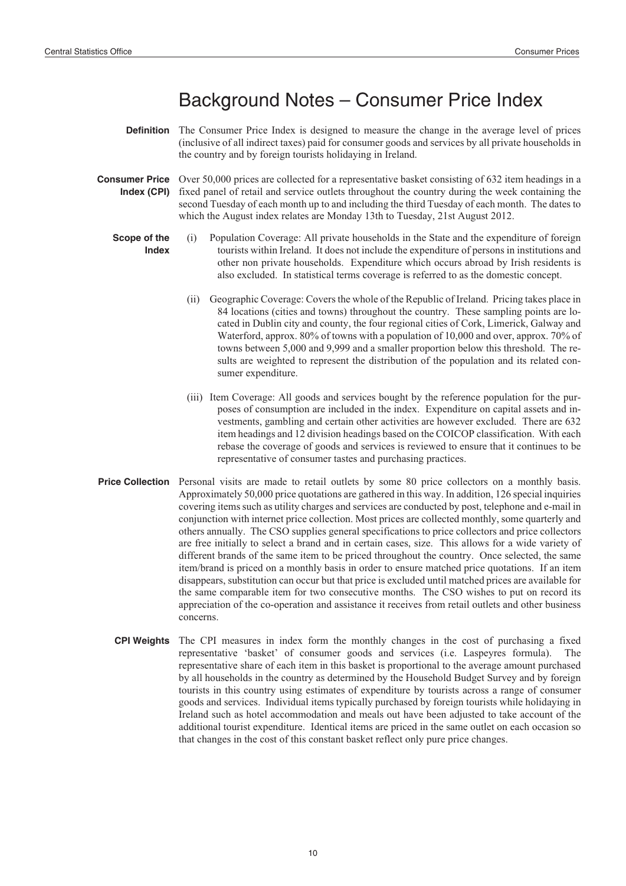# Background Notes – Consumer Price Index

**Definition** The Consumer Price Index is designed to measure the change in the average level of prices (inclusive of all indirect taxes) paid for consumer goods and services by all private households in the country and by foreign tourists holidaying in Ireland.

**Consumer Price Index (CPI)** Over 50,000 prices are collected for a representative basket consisting of 632 item headings in a fixed panel of retail and service outlets throughout the country during the week containing the second Tuesday of each month up to and including the third Tuesday of each month. The dates to which the August index relates are Monday 13th to Tuesday, 21st August 2012.

**Scope of the Index**

(i) Population Coverage: All private households in the State and the expenditure of foreign tourists within Ireland. It does not include the expenditure of persons in institutions and other non private households. Expenditure which occurs abroad by Irish residents is also excluded. In statistical terms coverage is referred to as the domestic concept.

(ii) Geographic Coverage: Covers the whole of the Republic of Ireland. Pricing takes place in 84 locations (cities and towns) throughout the country. These sampling points are located in Dublin city and county, the four regional cities of Cork, Limerick, Galway and Waterford, approx. 80% of towns with a population of 10,000 and over, approx. 70% of towns between 5,000 and 9,999 and a smaller proportion below this threshold. The results are weighted to represent the distribution of the population and its related consumer expenditure.

(iii) Item Coverage: All goods and services bought by the reference population for the purposes of consumption are included in the index. Expenditure on capital assets and investments, gambling and certain other activities are however excluded. There are 632 item headings and 12 division headings based on the COICOP classification. With each rebase the coverage of goods and services is reviewed to ensure that it continues to be representative of consumer tastes and purchasing practices.

**Price Collection** Personal visits are made to retail outlets by some 80 price collectors on a monthly basis. Approximately 50,000 price quotations are gathered in this way. In addition, 126 special inquiries covering items such as utility charges and services are conducted by post, telephone and e-mail in conjunction with internet price collection. Most prices are collected monthly, some quarterly and others annually. The CSO supplies general specifications to price collectors and price collectors are free initially to select a brand and in certain cases, size. This allows for a wide variety of different brands of the same item to be priced throughout the country. Once selected, the same item/brand is priced on a monthly basis in order to ensure matched price quotations. If an item disappears, substitution can occur but that price is excluded until matched prices are available for the same comparable item for two consecutive months. The CSO wishes to put on record its appreciation of the co-operation and assistance it receives from retail outlets and other business concerns.

**CPI Weights** The CPI measures in index form the monthly changes in the cost of purchasing a fixed representative 'basket' of consumer goods and services (i.e. Laspeyres formula). The representative share of each item in this basket is proportional to the average amount purchased by all households in the country as determined by the Household Budget Survey and by foreign tourists in this country using estimates of expenditure by tourists across a range of consumer goods and services. Individual items typically purchased by foreign tourists while holidaying in Ireland such as hotel accommodation and meals out have been adjusted to take account of the additional tourist expenditure. Identical items are priced in the same outlet on each occasion so that changes in the cost of this constant basket reflect only pure price changes.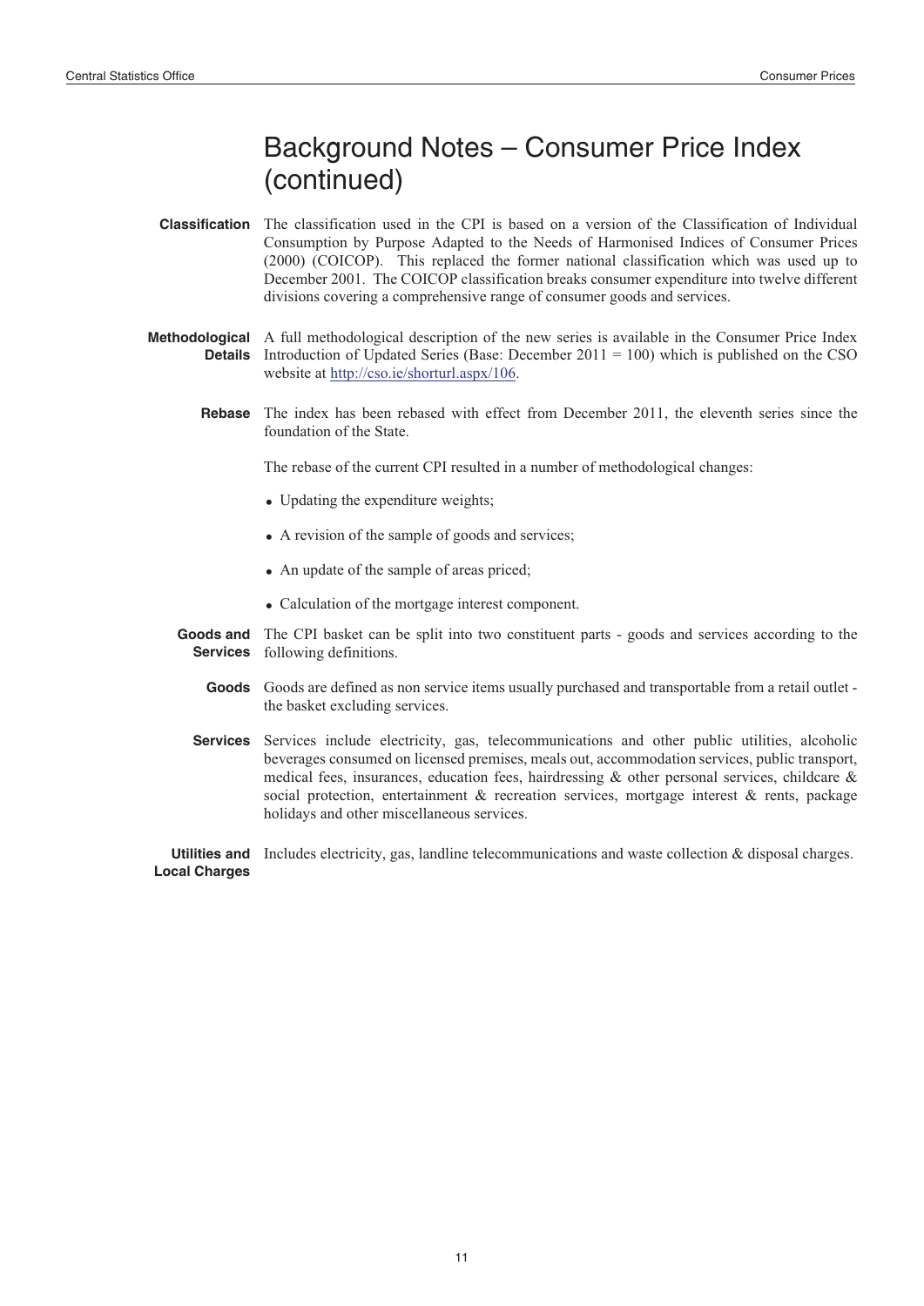# Background Notes – Consumer Price Index (continued)

**Classification** The classification used in the CPI is based on a version of the Classification of Individual Consumption by Purpose Adapted to the Needs of Harmonised Indices of Consumer Prices (2000) (COICOP). This replaced the former national classification which was used up to December 2001. The COICOP classification breaks consumer expenditure into twelve different divisions covering a comprehensive range of consumer goods and services.

**Methodological Details** A full methodological description of the new series is available in the Consumer Price Index Introduction of Updated Series (Base: December 2011 = 100) which is published on the CSO website at http://cso.ie/shorturl.aspx/106.

**Rebase** The index has been rebased with effect from December 2011, the eleventh series since the foundation of the State.

The rebase of the current CPI resulted in a number of methodological changes:

- Updating the expenditure weights;
- A revision of the sample of goods and services;
- An update of the sample of areas priced;
- Calculation of the mortgage interest component.

**Goods and Services** The CPI basket can be split into two constituent parts - goods and services according to the following definitions.

**Goods** Goods are defined as non service items usually purchased and transportable from a retail outlet - the basket excluding services.

**Services** Services include electricity, gas, telecommunications and other public utilities, alcoholic beverages consumed on licensed premises, meals out, accommodation services, public transport, medical fees, insurances, education fees, hairdressing & other personal services, childcare & social protection, entertainment & recreation services, mortgage interest & rents, package holidays and other miscellaneous services.

**Utilities and Local Charges** Includes electricity, gas, landline telecommunications and waste collection & disposal charges.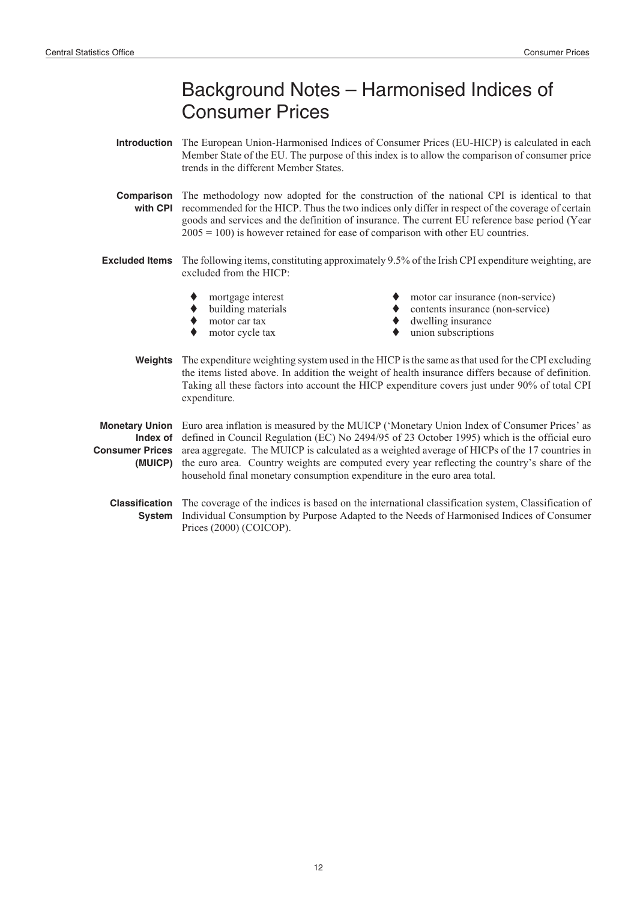# Background Notes – Harmonised Indices of Consumer Prices

**Introduction**

The European Union-Harmonised Indices of Consumer Prices (EU-HICP) is calculated in each Member State of the EU. The purpose of this index is to allow the comparison of consumer price trends in the different Member States.

**Comparison with CPI**

The methodology now adopted for the construction of the national CPI is identical to that recommended for the HICP. Thus the two indices only differ in respect of the coverage of certain goods and services and the definition of insurance. The current EU reference base period (Year 2005 = 100) is however retained for ease of comparison with other EU countries.

**Excluded Items**

The following items, constituting approximately 9.5% of the Irish CPI expenditure weighting, are excluded from the HICP:

- mortgage interest
- building materials
- motor car tax
- motor cycle tax
- motor car insurance (non-service)
- contents insurance (non-service)
- dwelling insurance
- union subscriptions

**Weights**

The expenditure weighting system used in the HICP is the same as that used for the CPI excluding the items listed above. In addition the weight of health insurance differs because of definition. Taking all these factors into account the HICP expenditure covers just under 90% of total CPI expenditure.

**Monetary Union Index of Consumer Prices (MUICP)**

Euro area inflation is measured by the MUICP ('Monetary Union Index of Consumer Prices' as defined in Council Regulation (EC) No 2494/95 of 23 October 1995) which is the official euro area aggregate. The MUICP is calculated as a weighted average of HICPs of the 17 countries in the euro area. Country weights are computed every year reflecting the country's share of the household final monetary consumption expenditure in the euro area total.

**Classification System**

The coverage of the indices is based on the international classification system, Classification of Individual Consumption by Purpose Adapted to the Needs of Harmonised Indices of Consumer Prices (2000) (COICOP).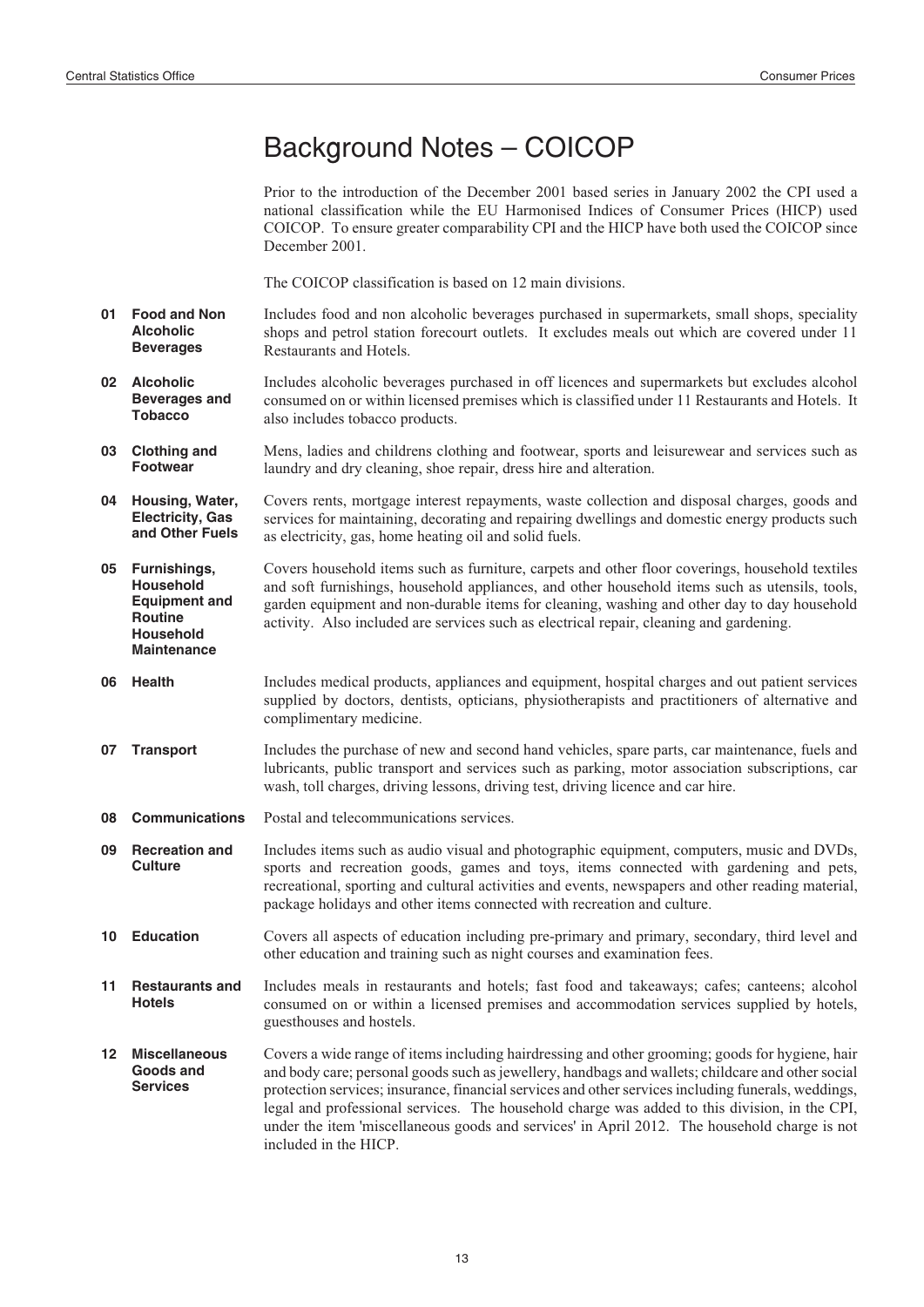# Background Notes – COICOP

Prior to the introduction of the December 2001 based series in January 2002 the CPI used a national classification while the EU Harmonised Indices of Consumer Prices (HICP) used COICOP. To ensure greater comparability CPI and the HICP have both used the COICOP since December 2001.

The COICOP classification is based on 12 main divisions.

**01 Food and Non Alcoholic Beverages**
Includes food and non alcoholic beverages purchased in supermarkets, small shops, speciality shops and petrol station forecourt outlets. It excludes meals out which are covered under 11 Restaurants and Hotels.

**02 Alcoholic Beverages and Tobacco**
Includes alcoholic beverages purchased in off licences and supermarkets but excludes alcohol consumed on or within licensed premises which is classified under 11 Restaurants and Hotels. It also includes tobacco products.

**03 Clothing and Footwear**
Mens, ladies and childrens clothing and footwear, sports and leisurewear and services such as laundry and dry cleaning, shoe repair, dress hire and alteration.

**04 Housing, Water, Electricity, Gas and Other Fuels**
Covers rents, mortgage interest repayments, waste collection and disposal charges, goods and services for maintaining, decorating and repairing dwellings and domestic energy products such as electricity, gas, home heating oil and solid fuels.

**05 Furnishings, Household Equipment and Routine Household Maintenance**
Covers household items such as furniture, carpets and other floor coverings, household textiles and soft furnishings, household appliances, and other household items such as utensils, tools, garden equipment and non-durable items for cleaning, washing and other day to day household activity. Also included are services such as electrical repair, cleaning and gardening.

**06 Health**
Includes medical products, appliances and equipment, hospital charges and out patient services supplied by doctors, dentists, opticians, physiotherapists and practitioners of alternative and complimentary medicine.

**07 Transport**
Includes the purchase of new and second hand vehicles, spare parts, car maintenance, fuels and lubricants, public transport and services such as parking, motor association subscriptions, car wash, toll charges, driving lessons, driving test, driving licence and car hire.

**08 Communications**
Postal and telecommunications services.

**09 Recreation and Culture**
Includes items such as audio visual and photographic equipment, computers, music and DVDs, sports and recreation goods, games and toys, items connected with gardening and pets, recreational, sporting and cultural activities and events, newspapers and other reading material, package holidays and other items connected with recreation and culture.

**10 Education**
Covers all aspects of education including pre-primary and primary, secondary, third level and other education and training such as night courses and examination fees.

**11 Restaurants and Hotels**
Includes meals in restaurants and hotels; fast food and takeaways; cafes; canteens; alcohol consumed on or within a licensed premises and accommodation services supplied by hotels, guesthouses and hostels.

**12 Miscellaneous Goods and Services**
Covers a wide range of items including hairdressing and other grooming; goods for hygiene, hair and body care; personal goods such as jewellery, handbags and wallets; childcare and other social protection services; insurance, financial services and other services including funerals, weddings, legal and professional services. The household charge was added to this division, in the CPI, under the item 'miscellaneous goods and services' in April 2012. The household charge is not included in the HICP.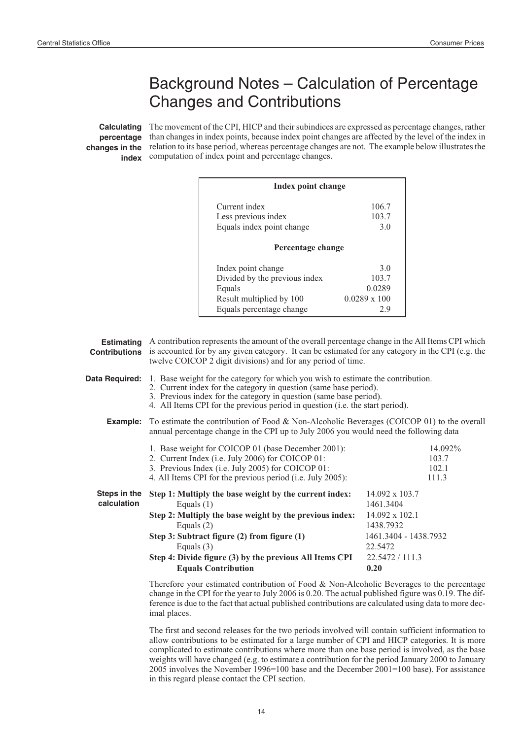# Background Notes – Calculation of Percentage Changes and Contributions

**Calculating percentage changes in the index**

The movement of the CPI, HICP and their subindices are expressed as percentage changes, rather than changes in index points, because index point changes are affected by the level of the index in relation to its base period, whereas percentage changes are not. The example below illustrates the computation of index point and percentage changes.

| **Index point change** | |
|---|---|
| Current index | 106.7 |
| Less previous index | 103.7 |
| Equals index point change | 3.0 |
| **Percentage change** | |
| Index point change | 3.0 |
| Divided by the previous index | 103.7 |
| Equals | 0.0289 |
| Result multiplied by 100 | 0.0289 x 100 |
| Equals percentage change | 2.9 |

**Estimating Contributions**

A contribution represents the amount of the overall percentage change in the All Items CPI which is accounted for by any given category. It can be estimated for any category in the CPI (e.g. the twelve COICOP 2 digit divisions) and for any period of time.

**Data Required:**

1. Base weight for the category for which you wish to estimate the contribution.
2. Current index for the category in question (same base period).
3. Previous index for the category in question (same base period).
4. All Items CPI for the previous period in question (i.e. the start period).

**Example:** To estimate the contribution of Food & Non-Alcoholic Beverages (COICOP 01) to the overall annual percentage change in the CPI up to July 2006 you would need the following data

| | |
|---|---|
| 1. Base weight for COICOP 01 (base December 2001): | 14.092% |
| 2. Current Index (i.e. July 2006) for COICOP 01: | 103.7 |
| 3. Previous Index (i.e. July 2005) for COICOP 01: | 102.1 |
| 4. All Items CPI for the previous period (i.e. July 2005): | 111.3 |

**Steps in the calculation**

| | |
|---|---|
| **Step 1: Multiply the base weight by the current index:** | 14.092 x 103.7 |
| Equals (1) | 1461.3404 |
| **Step 2: Multiply the base weight by the previous index:** | 14.092 x 102.1 |
| Equals (2) | 1438.7932 |
| **Step 3: Subtract figure (2) from figure (1)** | 1461.3404 - 1438.7932 |
| Equals (3) | 22.5472 |
| **Step 4: Divide figure (3) by the previous All Items CPI** | 22.5472 / 111.3 |
| **Equals Contribution** | **0.20** |

Therefore your estimated contribution of Food & Non-Alcoholic Beverages to the percentage change in the CPI for the year to July 2006 is 0.20. The actual published figure was 0.19. The difference is due to the fact that actual published contributions are calculated using data to more decimal places.

The first and second releases for the two periods involved will contain sufficient information to allow contributions to be estimated for a large number of CPI and HICP categories. It is more complicated to estimate contributions where more than one base period is involved, as the base weights will have changed (e.g. to estimate a contribution for the period January 2000 to January 2005 involves the November 1996=100 base and the December 2001=100 base). For assistance in this regard please contact the CPI section.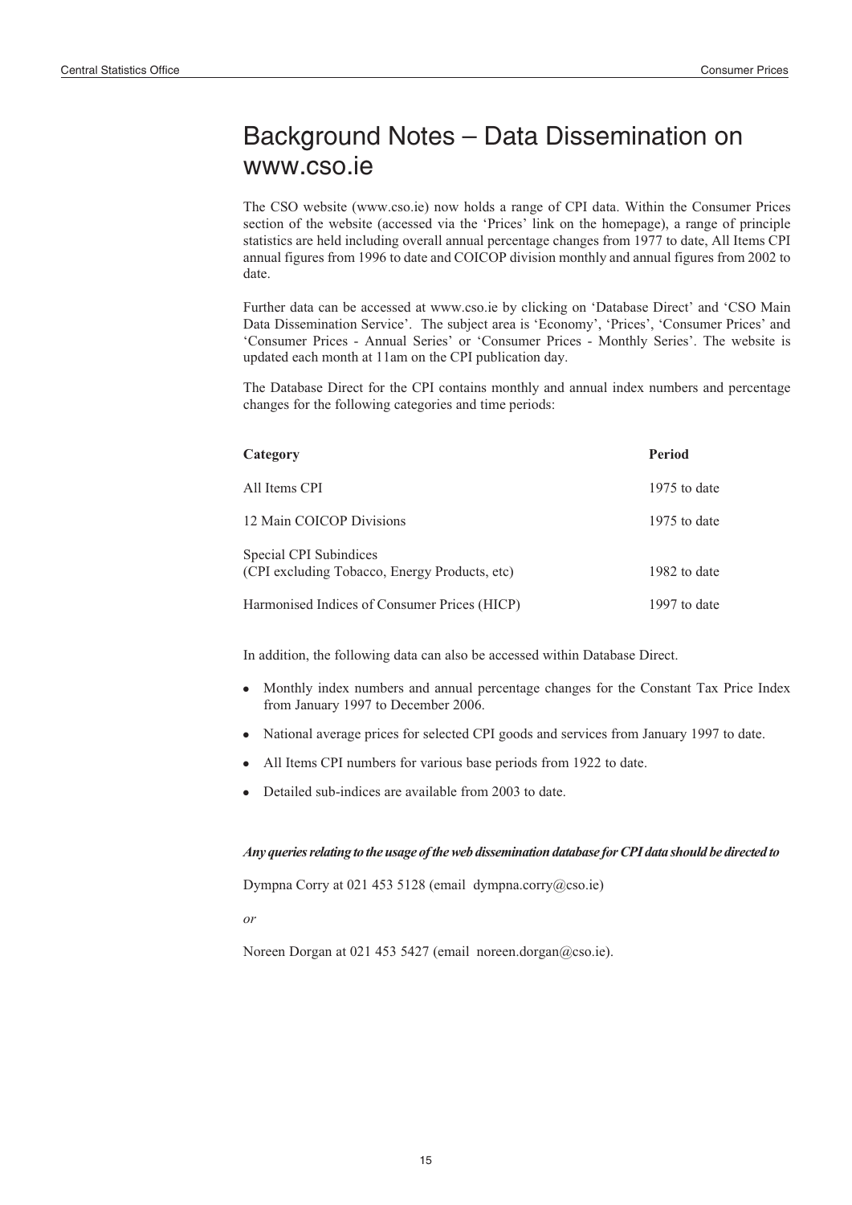# Background Notes – Data Dissemination on www.cso.ie

The CSO website (www.cso.ie) now holds a range of CPI data. Within the Consumer Prices section of the website (accessed via the 'Prices' link on the homepage), a range of principle statistics are held including overall annual percentage changes from 1977 to date, All Items CPI annual figures from 1996 to date and COICOP division monthly and annual figures from 2002 to date.

Further data can be accessed at www.cso.ie by clicking on 'Database Direct' and 'CSO Main Data Dissemination Service'. The subject area is 'Economy', 'Prices', 'Consumer Prices' and 'Consumer Prices - Annual Series' or 'Consumer Prices - Monthly Series'. The website is updated each month at 11am on the CPI publication day.

The Database Direct for the CPI contains monthly and annual index numbers and percentage changes for the following categories and time periods:

| Category | Period |
|---|---|
| All Items CPI | 1975 to date |
| 12 Main COICOP Divisions | 1975 to date |
| Special CPI Subindices (CPI excluding Tobacco, Energy Products, etc) | 1982 to date |
| Harmonised Indices of Consumer Prices (HICP) | 1997 to date |

In addition, the following data can also be accessed within Database Direct.

- Monthly index numbers and annual percentage changes for the Constant Tax Price Index from January 1997 to December 2006.
- National average prices for selected CPI goods and services from January 1997 to date.
- All Items CPI numbers for various base periods from 1922 to date.
- Detailed sub-indices are available from 2003 to date.

***Any queries relating to the usage of the web dissemination database for CPI data should be directed to***

Dympna Corry at 021 453 5128 (email dympna.corry@cso.ie)

*or*

Noreen Dorgan at 021 453 5427 (email noreen.dorgan@cso.ie).